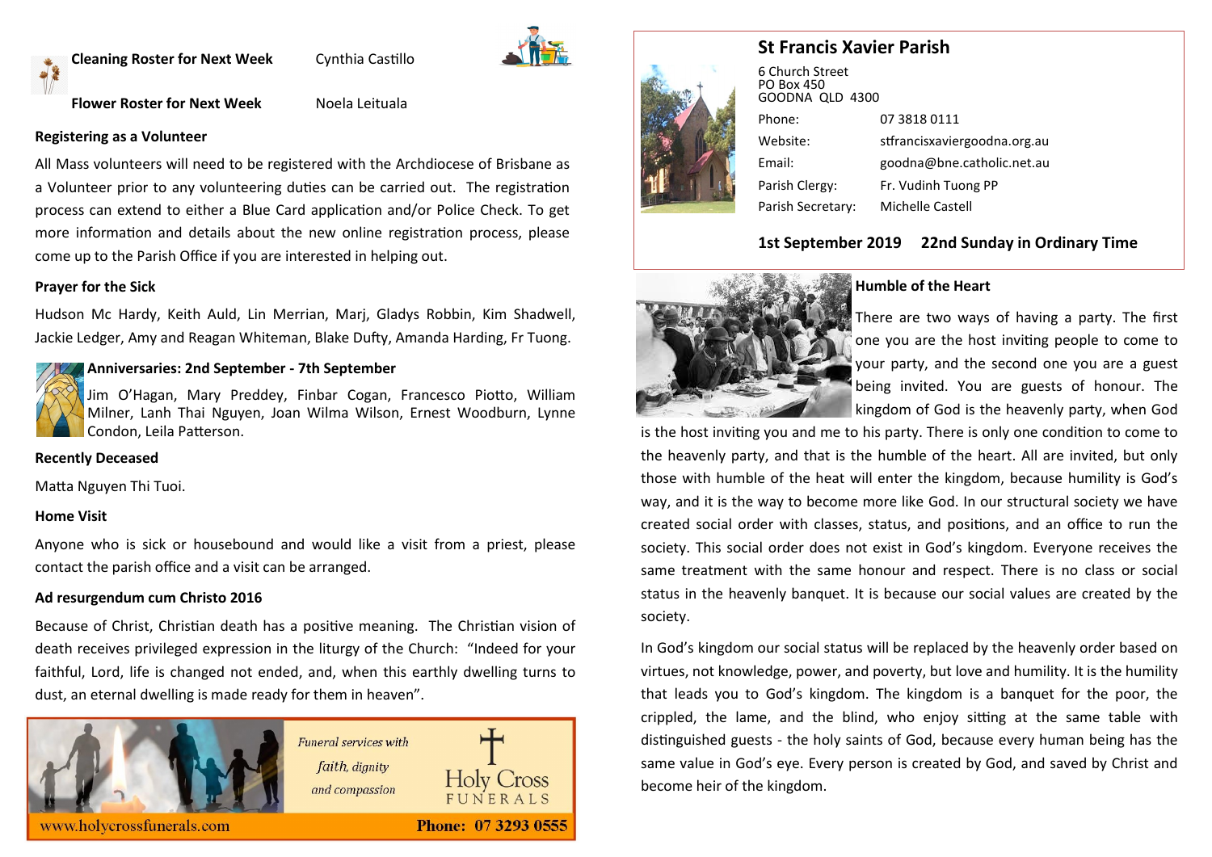**Cleaning Roster for Next Week** Cynthia Castillo

**Flower Roster for Next Week** Noela Leituala

**Registering as a Volunteer**

All Mass volunteers will need to be registered with the Archdiocese of Brisbane as a Volunteer prior to any volunteering duties can be carried out. The registration process can extend to either a Blue Card application and/or Police Check. To get more information and details about the new online registration process, please come up to the Parish Office if you are interested in helping out.

**Prayer for the Sick**

Hudson Mc Hardy, Keith Auld, Lin Merrian, Marj, Gladys Robbin, Kim Shadwell, Jackie Ledger, Amy and Reagan Whiteman, Blake Dufty, Amanda Harding, Fr Tuong.

**Anniversaries: 2nd September - 7th September**

Jim O'Hagan, Mary Preddey, Finbar Cogan, Francesco Piotto, William Milner, Lanh Thai Nguyen, Joan Wilma Wilson, Ernest Woodburn, Lynne Condon, Leila Patterson.

**Recently Deceased**

Matta Nguyen Thi Tuoi.

**Home Visit**

Anyone who is sick or housebound and would like a visit from a priest, please contact the parish office and a visit can be arranged.

**Ad resurgendum cum Christo 2016**

Because of Christ, Christian death has a positive meaning. The Christian vision of death receives privileged expression in the liturgy of the Church: "Indeed for your faithful, Lord, life is changed not ended, and, when this earthly dwelling turns to dust, an eternal dwelling is made ready for them in heaven".

*Funeral services with faith, dignity and compassion*

Holy Cross FUNERALS

www.holycrossfunerals.com Phone: 07 3293 0555

## St Francis Xavier Parish

6 Church Street
PO Box 450
GOODNA QLD 4300

| | |
|---|---|
| Phone: | 07 3818 0111 |
| Website: | stfrancisxaviergoodna.org.au |
| Email: | goodna@bne.catholic.net.au |
| Parish Clergy: | Fr. Vudinh Tuong PP |
| Parish Secretary: | Michelle Castell |

**1st September 2019 22nd Sunday in Ordinary Time**

**Humble of the Heart**

There are two ways of having a party. The first one you are the host inviting people to come to your party, and the second one you are a guest being invited. You are guests of honour. The kingdom of God is the heavenly party, when God is the host inviting you and me to his party. There is only one condition to come to the heavenly party, and that is the humble of the heart. All are invited, but only those with humble of the heat will enter the kingdom, because humility is God's way, and it is the way to become more like God. In our structural society we have created social order with classes, status, and positions, and an office to run the society. This social order does not exist in God's kingdom. Everyone receives the same treatment with the same honour and respect. There is no class or social status in the heavenly banquet. It is because our social values are created by the society.

In God's kingdom our social status will be replaced by the heavenly order based on virtues, not knowledge, power, and poverty, but love and humility. It is the humility that leads you to God's kingdom. The kingdom is a banquet for the poor, the crippled, the lame, and the blind, who enjoy sitting at the same table with distinguished guests - the holy saints of God, because every human being has the same value in God's eye. Every person is created by God, and saved by Christ and become heir of the kingdom.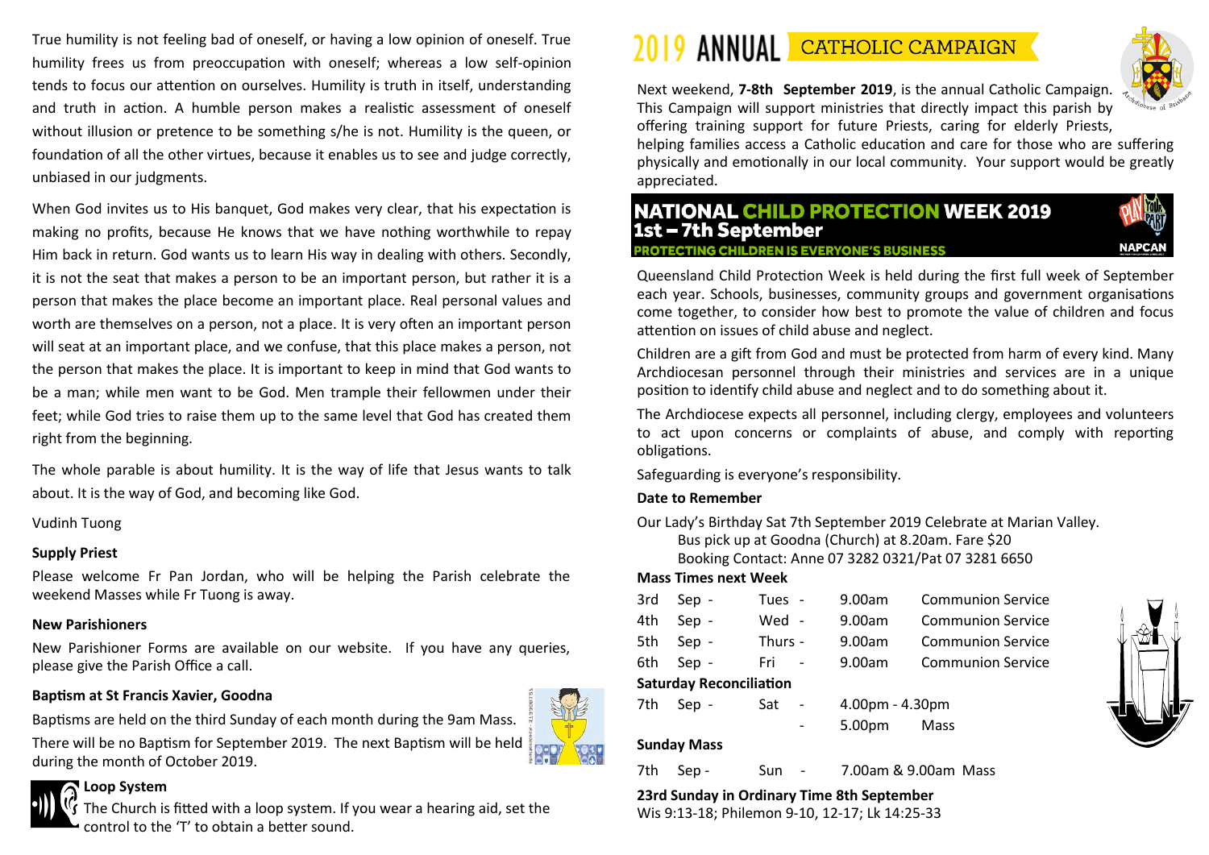True humility is not feeling bad of oneself, or having a low opinion of oneself. True humility frees us from preoccupation with oneself; whereas a low self-opinion tends to focus our attention on ourselves. Humility is truth in itself, understanding and truth in action. A humble person makes a realistic assessment of oneself without illusion or pretence to be something s/he is not. Humility is the queen, or foundation of all the other virtues, because it enables us to see and judge correctly, unbiased in our judgments.

When God invites us to His banquet, God makes very clear, that his expectation is making no profits, because He knows that we have nothing worthwhile to repay Him back in return. God wants us to learn His way in dealing with others. Secondly, it is not the seat that makes a person to be an important person, but rather it is a person that makes the place become an important place. Real personal values and worth are themselves on a person, not a place. It is very often an important person will seat at an important place, and we confuse, that this place makes a person, not the person that makes the place. It is important to keep in mind that God wants to be a man; while men want to be God. Men trample their fellowmen under their feet; while God tries to raise them up to the same level that God has created them right from the beginning.

The whole parable is about humility. It is the way of life that Jesus wants to talk about. It is the way of God, and becoming like God.

Vudinh Tuong

**Supply Priest**

Please welcome Fr Pan Jordan, who will be helping the Parish celebrate the weekend Masses while Fr Tuong is away.

**New Parishioners**

New Parishioner Forms are available on our website. If you have any queries, please give the Parish Office a call.

**Baptism at St Francis Xavier, Goodna**

Baptisms are held on the third Sunday of each month during the 9am Mass.

There will be no Baptism for September 2019. The next Baptism will be held during the month of October 2019.

**Loop System**

The Church is fitted with a loop system. If you wear a hearing aid, set the control to the 'T' to obtain a better sound.

## 2019 ANNUAL CATHOLIC CAMPAIGN

Next weekend, **7-8th September 2019**, is the annual Catholic Campaign. This Campaign will support ministries that directly impact this parish by offering training support for future Priests, caring for elderly Priests, helping families access a Catholic education and care for those who are suffering physically and emotionally in our local community. Your support would be greatly appreciated.

## NATIONAL CHILD PROTECTION WEEK 2019
### 1st – 7th September
**PROTECTING CHILDREN IS EVERYONE'S BUSINESS**

Queensland Child Protection Week is held during the first full week of September each year. Schools, businesses, community groups and government organisations come together, to consider how best to promote the value of children and focus attention on issues of child abuse and neglect.

Children are a gift from God and must be protected from harm of every kind. Many Archdiocesan personnel through their ministries and services are in a unique position to identify child abuse and neglect and to do something about it.

The Archdiocese expects all personnel, including clergy, employees and volunteers to act upon concerns or complaints of abuse, and comply with reporting obligations.

Safeguarding is everyone's responsibility.

**Date to Remember**

Our Lady's Birthday Sat 7th September 2019 Celebrate at Marian Valley.
Bus pick up at Goodna (Church) at 8.20am. Fare $20
Booking Contact: Anne 07 3282 0321/Pat 07 3281 6650

**Mass Times next Week**

| | | | | |
|---|---|---|---|---|
| 3rd | Sep - | Tues - | 9.00am | Communion Service |
| 4th | Sep - | Wed - | 9.00am | Communion Service |
| 5th | Sep - | Thurs - | 9.00am | Communion Service |
| 6th | Sep - | Fri - | 9.00am | Communion Service |
| **Saturday Reconciliation** | | | | |
| 7th | Sep - | Sat - | 4.00pm - 4.30pm | |
| | | - | 5.00pm | Mass |
| **Sunday Mass** | | | | |
| 7th | Sep - | Sun - | 7.00am & 9.00am | Mass |

**23rd Sunday in Ordinary Time 8th September**
Wis 9:13-18; Philemon 9-10, 12-17; Lk 14:25-33